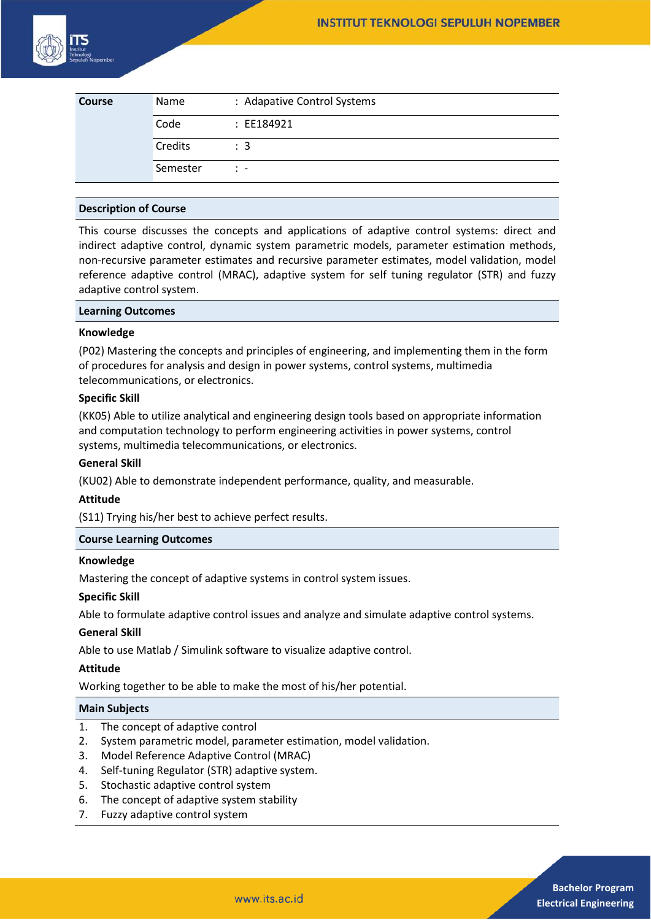| Course | | |
|---|---|---|
| | Name | : Adapative Control Systems |
| | Code | : EE184921 |
| | Credits | : 3 |
| | Semester | : - |

## Description of Course

This course discusses the concepts and applications of adaptive control systems: direct and indirect adaptive control, dynamic system parametric models, parameter estimation methods, non-recursive parameter estimates and recursive parameter estimates, model validation, model reference adaptive control (MRAC), adaptive system for self tuning regulator (STR) and fuzzy adaptive control system.

## Learning Outcomes

### Knowledge

(P02) Mastering the concepts and principles of engineering, and implementing them in the form of procedures for analysis and design in power systems, control systems, multimedia telecommunications, or electronics.

### Specific Skill

(KK05) Able to utilize analytical and engineering design tools based on appropriate information and computation technology to perform engineering activities in power systems, control systems, multimedia telecommunications, or electronics.

### General Skill

(KU02) Able to demonstrate independent performance, quality, and measurable.

### Attitude

(S11) Trying his/her best to achieve perfect results.

## Course Learning Outcomes

### Knowledge

Mastering the concept of adaptive systems in control system issues.

### Specific Skill

Able to formulate adaptive control issues and analyze and simulate adaptive control systems.

### General Skill

Able to use Matlab / Simulink software to visualize adaptive control.

### Attitude

Working together to be able to make the most of his/her potential.

## Main Subjects

1. The concept of adaptive control
2. System parametric model, parameter estimation, model validation.
3. Model Reference Adaptive Control (MRAC)
4. Self-tuning Regulator (STR) adaptive system.
5. Stochastic adaptive control system
6. The concept of adaptive system stability
7. Fuzzy adaptive control system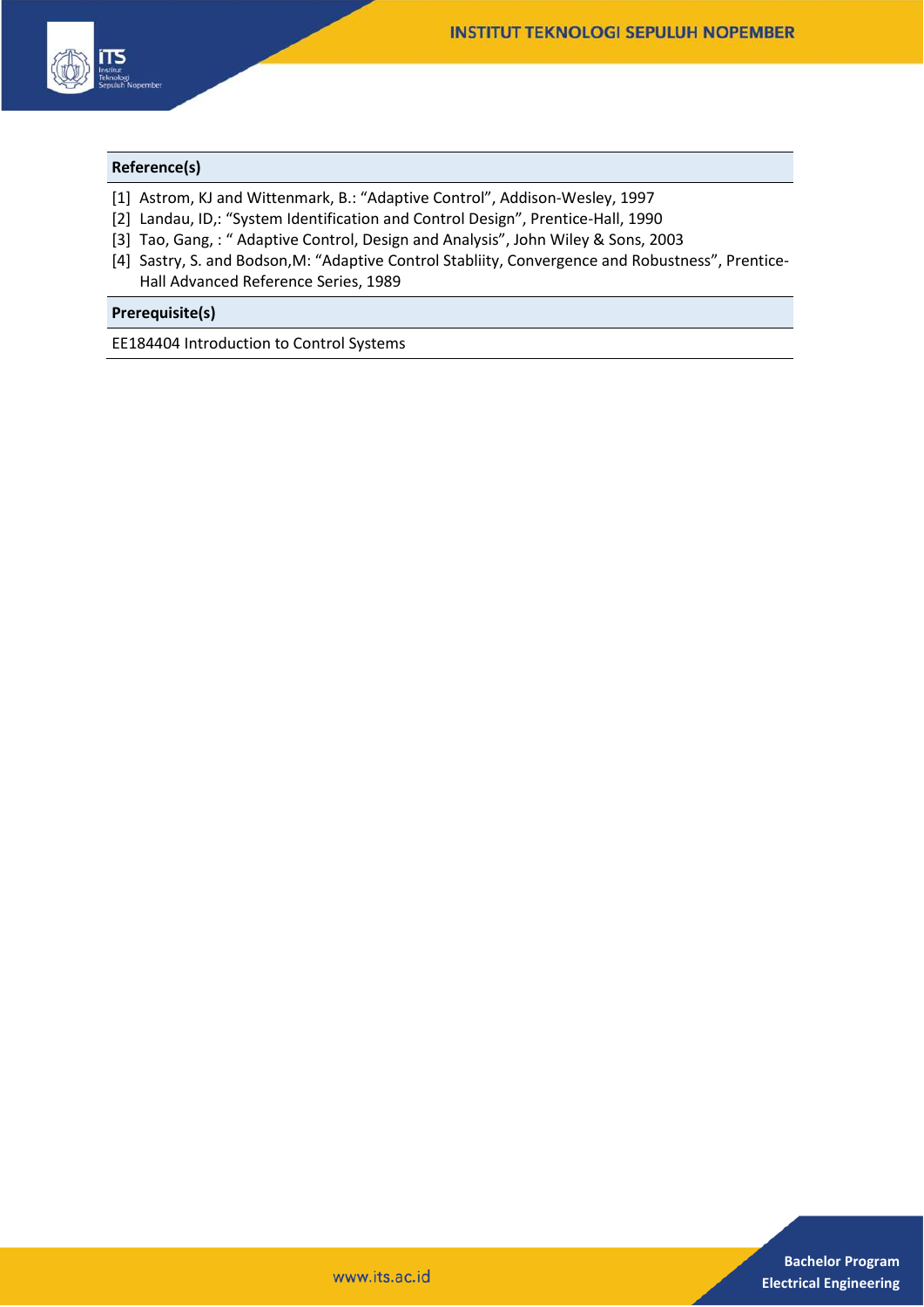**Reference(s)**

[1] Astrom, KJ and Wittenmark, B.: “Adaptive Control”, Addison-Wesley, 1997
[2] Landau, ID,: “System Identification and Control Design”, Prentice-Hall, 1990
[3] Tao, Gang, : “ Adaptive Control, Design and Analysis”, John Wiley & Sons, 2003
[4] Sastry, S. and Bodson,M: “Adaptive Control Stabliity, Convergence and Robustness”, Prentice-Hall Advanced Reference Series, 1989

**Prerequisite(s)**

EE184404 Introduction to Control Systems